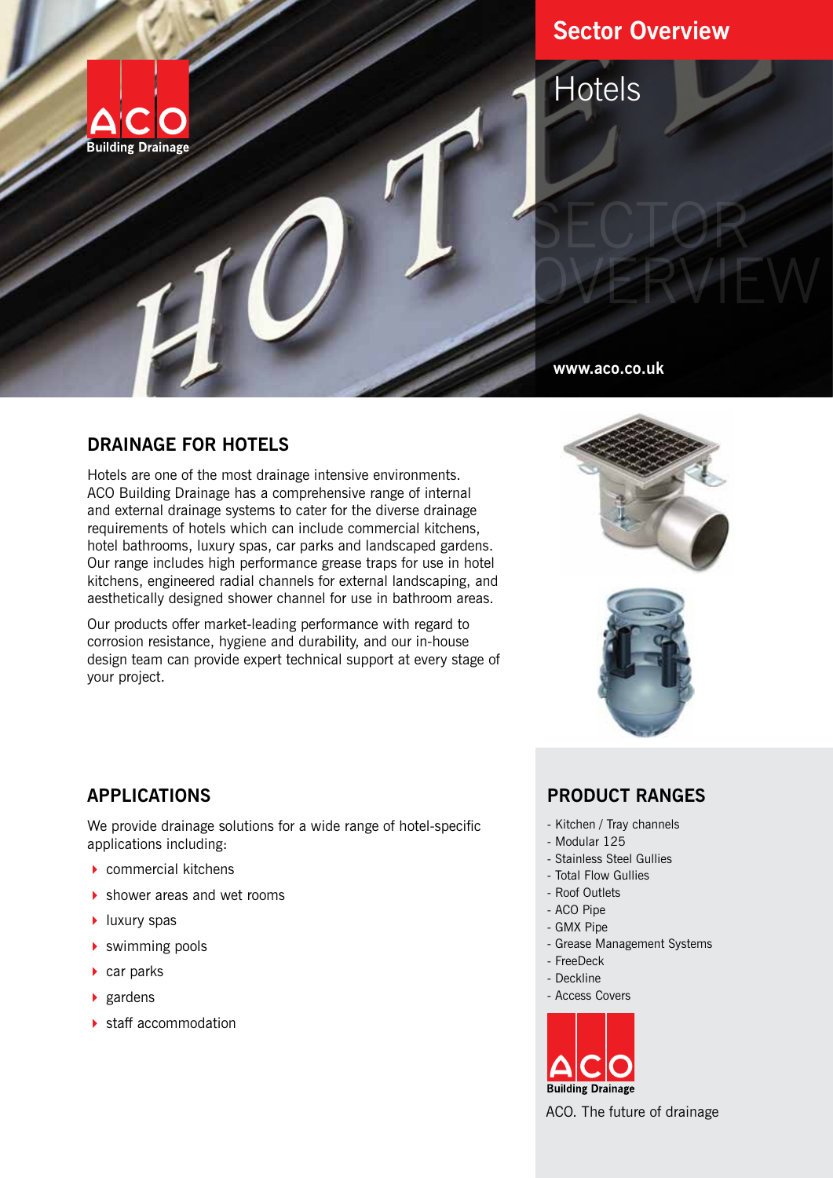ACO Building Drainage

# Sector Overview

## Hotels

SECTOR OVERVIEW

www.aco.co.uk

## DRAINAGE FOR HOTELS

Hotels are one of the most drainage intensive environments. ACO Building Drainage has a comprehensive range of internal and external drainage systems to cater for the diverse drainage requirements of hotels which can include commercial kitchens, hotel bathrooms, luxury spas, car parks and landscaped gardens. Our range includes high performance grease traps for use in hotel kitchens, engineered radial channels for external landscaping, and aesthetically designed shower channel for use in bathroom areas.

Our products offer market-leading performance with regard to corrosion resistance, hygiene and durability, and our in-house design team can provide expert technical support at every stage of your project.

## APPLICATIONS

We provide drainage solutions for a wide range of hotel-specific applications including:

- commercial kitchens
- shower areas and wet rooms
- luxury spas
- swimming pools
- car parks
- gardens
- staff accommodation

## PRODUCT RANGES

- Kitchen / Tray channels
- Modular 125
- Stainless Steel Gullies
- Total Flow Gullies
- Roof Outlets
- ACO Pipe
- GMX Pipe
- Grease Management Systems
- FreeDeck
- Deckline
- Access Covers

ACO Building Drainage

ACO. The future of drainage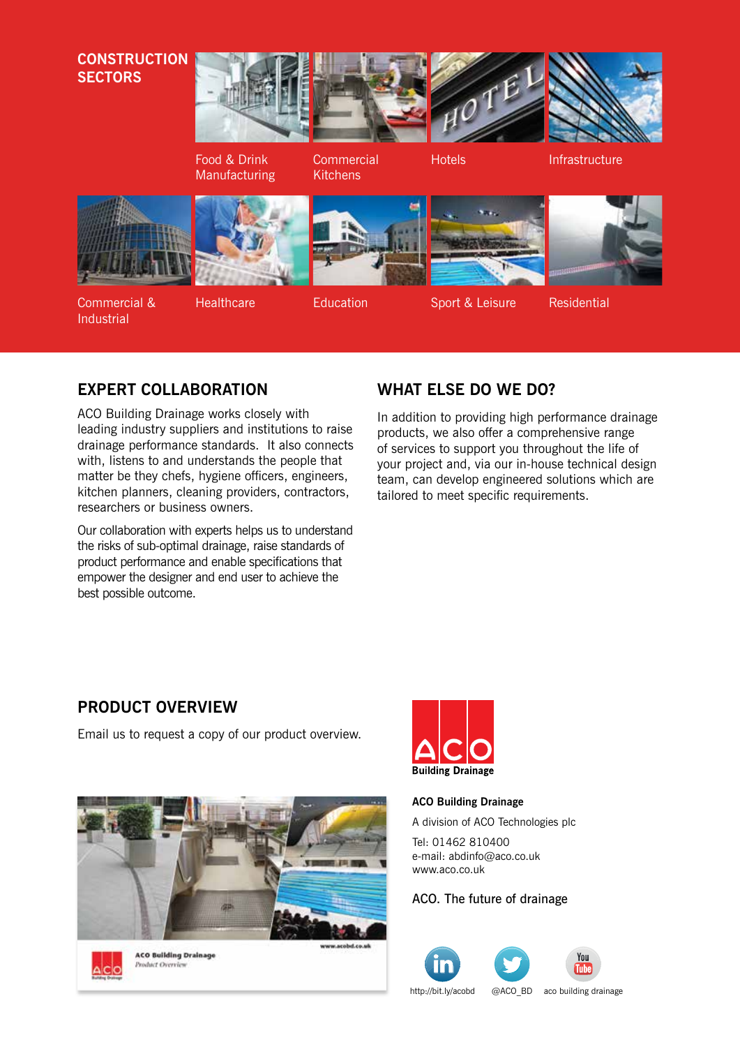## CONSTRUCTION SECTORS

- Food & Drink Manufacturing
- Commercial Kitchens
- Hotels
- Infrastructure
- Commercial & Industrial
- Healthcare
- Education
- Sport & Leisure
- Residential

## EXPERT COLLABORATION

ACO Building Drainage works closely with leading industry suppliers and institutions to raise drainage performance standards. It also connects with, listens to and understands the people that matter be they chefs, hygiene officers, engineers, kitchen planners, cleaning providers, contractors, researchers or business owners.

Our collaboration with experts helps us to understand the risks of sub-optimal drainage, raise standards of product performance and enable specifications that empower the designer and end user to achieve the best possible outcome.

## WHAT ELSE DO WE DO?

In addition to providing high performance drainage products, we also offer a comprehensive range of services to support you throughout the life of your project and, via our in-house technical design team, can develop engineered solutions which are tailored to meet specific requirements.

## PRODUCT OVERVIEW

Email us to request a copy of our product overview.

ACO Building Drainage
Product Overview
www.acobd.co.uk

ACO
Building Drainage

**ACO Building Drainage**

A division of ACO Technologies plc

Tel: 01462 810400
e-mail: abdinfo@aco.co.uk
www.aco.co.uk

ACO. The future of drainage

http://bit.ly/acobd
@ACO_BD
aco building drainage